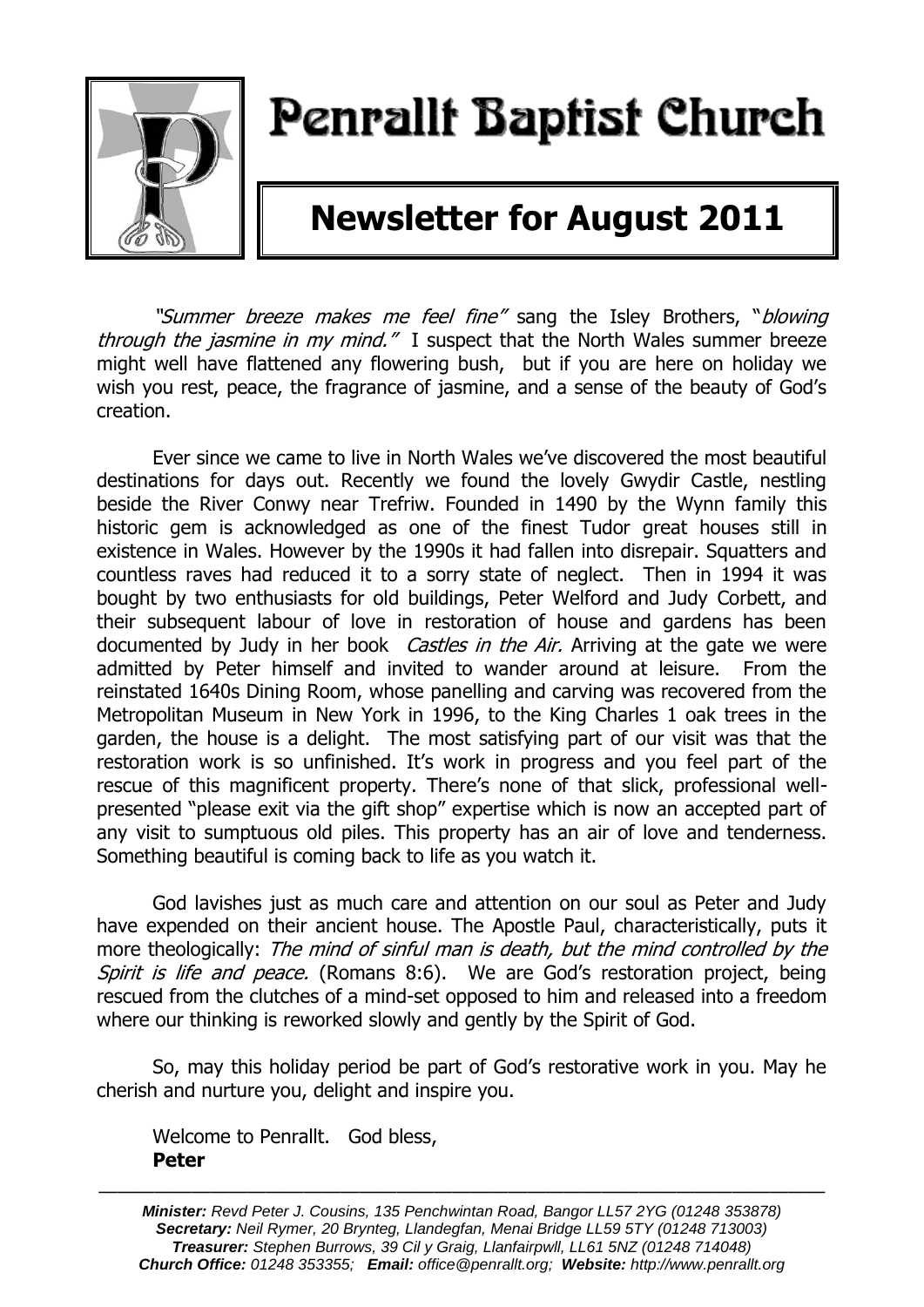# Penrallt Baptist Church

## Newsletter for August 2011

*"Summer breeze makes me feel fine"* sang the Isley Brothers, "*blowing through the jasmine in my mind."* I suspect that the North Wales summer breeze might well have flattened any flowering bush, but if you are here on holiday we wish you rest, peace, the fragrance of jasmine, and a sense of the beauty of God's creation.

Ever since we came to live in North Wales we've discovered the most beautiful destinations for days out. Recently we found the lovely Gwydir Castle, nestling beside the River Conwy near Trefriw. Founded in 1490 by the Wynn family this historic gem is acknowledged as one of the finest Tudor great houses still in existence in Wales. However by the 1990s it had fallen into disrepair. Squatters and countless raves had reduced it to a sorry state of neglect. Then in 1994 it was bought by two enthusiasts for old buildings, Peter Welford and Judy Corbett, and their subsequent labour of love in restoration of house and gardens has been documented by Judy in her book *Castles in the Air.* Arriving at the gate we were admitted by Peter himself and invited to wander around at leisure. From the reinstated 1640s Dining Room, whose panelling and carving was recovered from the Metropolitan Museum in New York in 1996, to the King Charles 1 oak trees in the garden, the house is a delight. The most satisfying part of our visit was that the restoration work is so unfinished. It's work in progress and you feel part of the rescue of this magnificent property. There's none of that slick, professional well-presented "please exit via the gift shop" expertise which is now an accepted part of any visit to sumptuous old piles. This property has an air of love and tenderness. Something beautiful is coming back to life as you watch it.

God lavishes just as much care and attention on our soul as Peter and Judy have expended on their ancient house. The Apostle Paul, characteristically, puts it more theologically: *The mind of sinful man is death, but the mind controlled by the Spirit is life and peace.* (Romans 8:6). We are God's restoration project, being rescued from the clutches of a mind-set opposed to him and released into a freedom where our thinking is reworked slowly and gently by the Spirit of God.

So, may this holiday period be part of God's restorative work in you. May he cherish and nurture you, delight and inspire you.

Welcome to Penrallt. God bless,
**Peter**

---

***Minister:*** *Revd Peter J. Cousins, 135 Penchwintan Road, Bangor LL57 2YG (01248 353878)*
***Secretary:*** *Neil Rymer, 20 Brynteg, Llandegfan, Menai Bridge LL59 5TY (01248 713003)*
***Treasurer:*** *Stephen Burrows, 39 Cil y Graig, Llanfairpwll, LL61 5NZ (01248 714048)*
***Church Office:*** *01248 353355;* ***Email:*** *office@penrallt.org;* ***Website:*** *http://www.penrallt.org*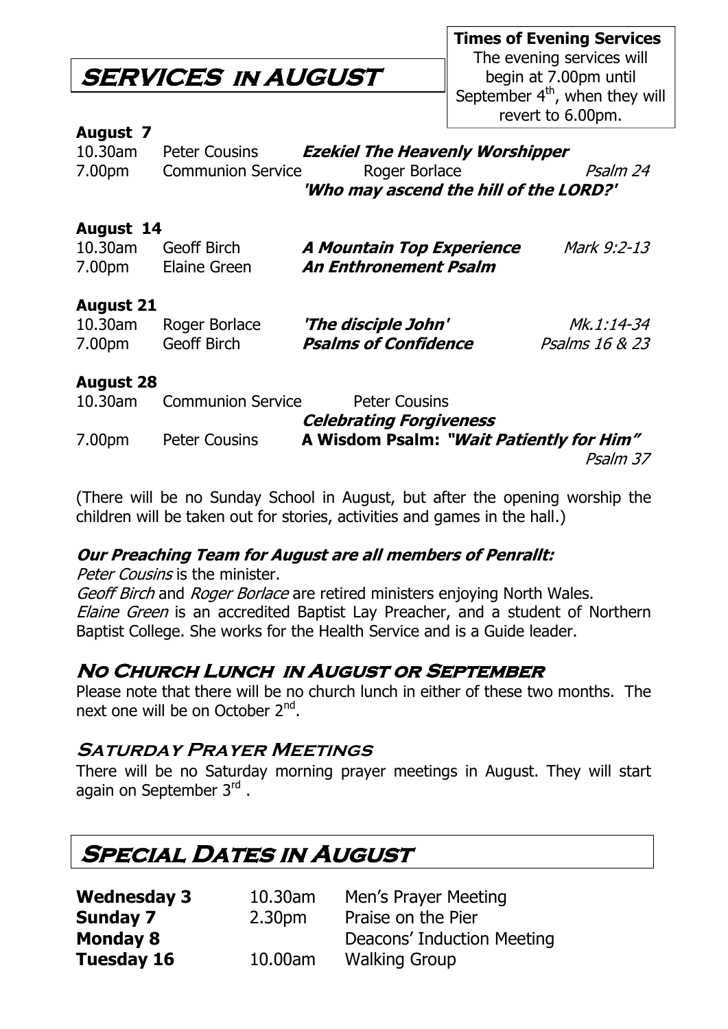**Times of Evening Services**
The evening services will begin at 7.00pm until September 4th, when they will revert to 6.00pm.

# SERVICES IN AUGUST

### August 7

| | | | |
|---|---|---|---|
| 10.30am | Peter Cousins | ***Ezekiel The Heavenly Worshipper*** | |
| 7.00pm | Communion Service | Roger Borlace | *Psalm 24* |
| | | ***'Who may ascend the hill of the LORD?'*** | |

### August 14

| | | | |
|---|---|---|---|
| 10.30am | Geoff Birch | ***A Mountain Top Experience*** | *Mark 9:2-13* |
| 7.00pm | Elaine Green | ***An Enthronement Psalm*** | |

### August 21

| | | | |
|---|---|---|---|
| 10.30am | Roger Borlace | ***'The disciple John'*** | *Mk.1:14-34* |
| 7.00pm | Geoff Birch | ***Psalms of Confidence*** | *Psalms 16 & 23* |

### August 28

| | | | |
|---|---|---|---|
| 10.30am | Communion Service | Peter Cousins | |
| | | ***Celebrating Forgiveness*** | |
| 7.00pm | Peter Cousins | **A Wisdom Psalm: *"Wait Patiently for Him"*** | *Psalm 37* |

(There will be no Sunday School in August, but after the opening worship the children will be taken out for stories, activities and games in the hall.)

***Our Preaching Team for August are all members of Penrallt:***

*Peter Cousins* is the minister.
*Geoff Birch* and *Roger Borlace* are retired ministers enjoying North Wales.
*Elaine Green* is an accredited Baptist Lay Preacher, and a student of Northern Baptist College. She works for the Health Service and is a Guide leader.

## No Church Lunch in August or September

Please note that there will be no church lunch in either of these two months. The next one will be on October 2nd.

## Saturday Prayer Meetings

There will be no Saturday morning prayer meetings in August. They will start again on September 3rd .

# Special Dates in August

| | | |
|---|---|---|
| **Wednesday 3** | 10.30am | Men's Prayer Meeting |
| **Sunday 7** | 2.30pm | Praise on the Pier |
| **Monday 8** | | Deacons' Induction Meeting |
| **Tuesday 16** | 10.00am | Walking Group |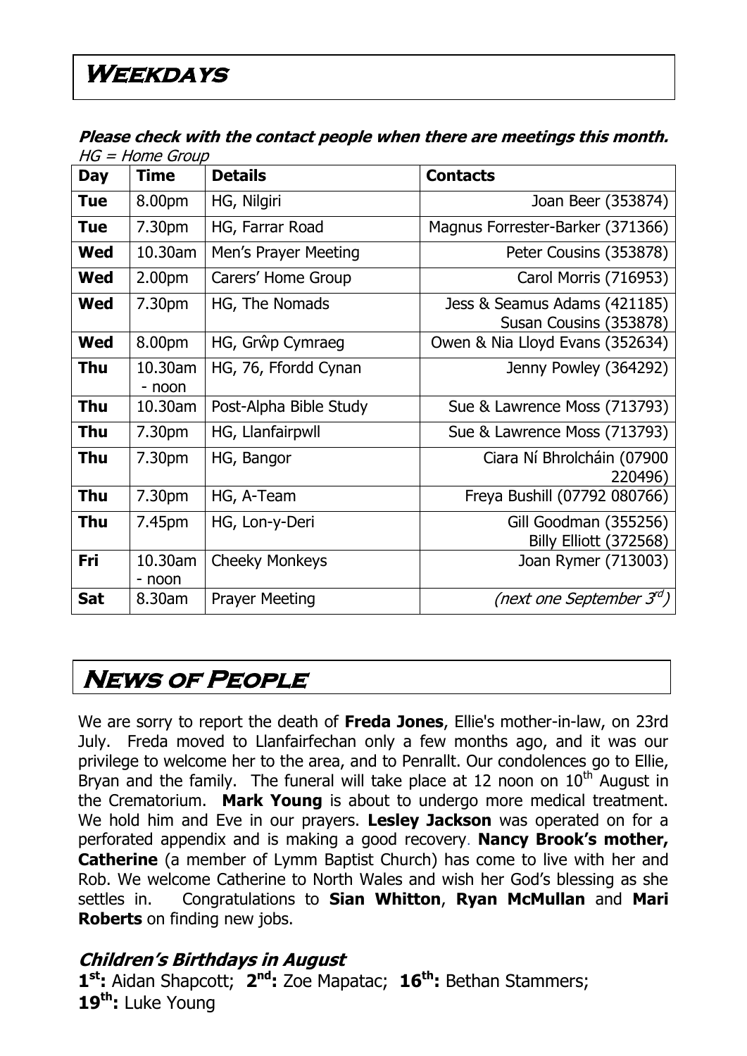# Weekdays

***Please check with the contact people when there are meetings this month.***
*HG = Home Group*

| Day | Time | Details | Contacts |
|---|---|---|---|
| **Tue** | 8.00pm | HG, Nilgiri | Joan Beer (353874) |
| **Tue** | 7.30pm | HG, Farrar Road | Magnus Forrester-Barker (371366) |
| **Wed** | 10.30am | Men's Prayer Meeting | Peter Cousins (353878) |
| **Wed** | 2.00pm | Carers' Home Group | Carol Morris (716953) |
| **Wed** | 7.30pm | HG, The Nomads | Jess & Seamus Adams (421185) Susan Cousins (353878) |
| **Wed** | 8.00pm | HG, Grŵp Cymraeg | Owen & Nia Lloyd Evans (352634) |
| **Thu** | 10.30am - noon | HG, 76, Ffordd Cynan | Jenny Powley (364292) |
| **Thu** | 10.30am | Post-Alpha Bible Study | Sue & Lawrence Moss (713793) |
| **Thu** | 7.30pm | HG, Llanfairpwll | Sue & Lawrence Moss (713793) |
| **Thu** | 7.30pm | HG, Bangor | Ciara Ní Bhrolcháin (07900 220496) |
| **Thu** | 7.30pm | HG, A-Team | Freya Bushill (07792 080766) |
| **Thu** | 7.45pm | HG, Lon-y-Deri | Gill Goodman (355256) Billy Elliott (372568) |
| **Fri** | 10.30am - noon | Cheeky Monkeys | Joan Rymer (713003) |
| **Sat** | 8.30am | Prayer Meeting | *(next one September 3rd)* |

# News of People

We are sorry to report the death of **Freda Jones**, Ellie's mother-in-law, on 23rd July. Freda moved to Llanfairfechan only a few months ago, and it was our privilege to welcome her to the area, and to Penrallt. Our condolences go to Ellie, Bryan and the family. The funeral will take place at 12 noon on 10th August in the Crematorium. **Mark Young** is about to undergo more medical treatment. We hold him and Eve in our prayers. **Lesley Jackson** was operated on for a perforated appendix and is making a good recovery. **Nancy Brook's mother, Catherine** (a member of Lymm Baptist Church) has come to live with her and Rob. We welcome Catherine to North Wales and wish her God's blessing as she settles in. Congratulations to **Sian Whitton**, **Ryan McMullan** and **Mari Roberts** on finding new jobs.

### *Children's Birthdays in August*

**1st:** Aidan Shapcott; **2nd:** Zoe Mapatac; **16th:** Bethan Stammers; **19th:** Luke Young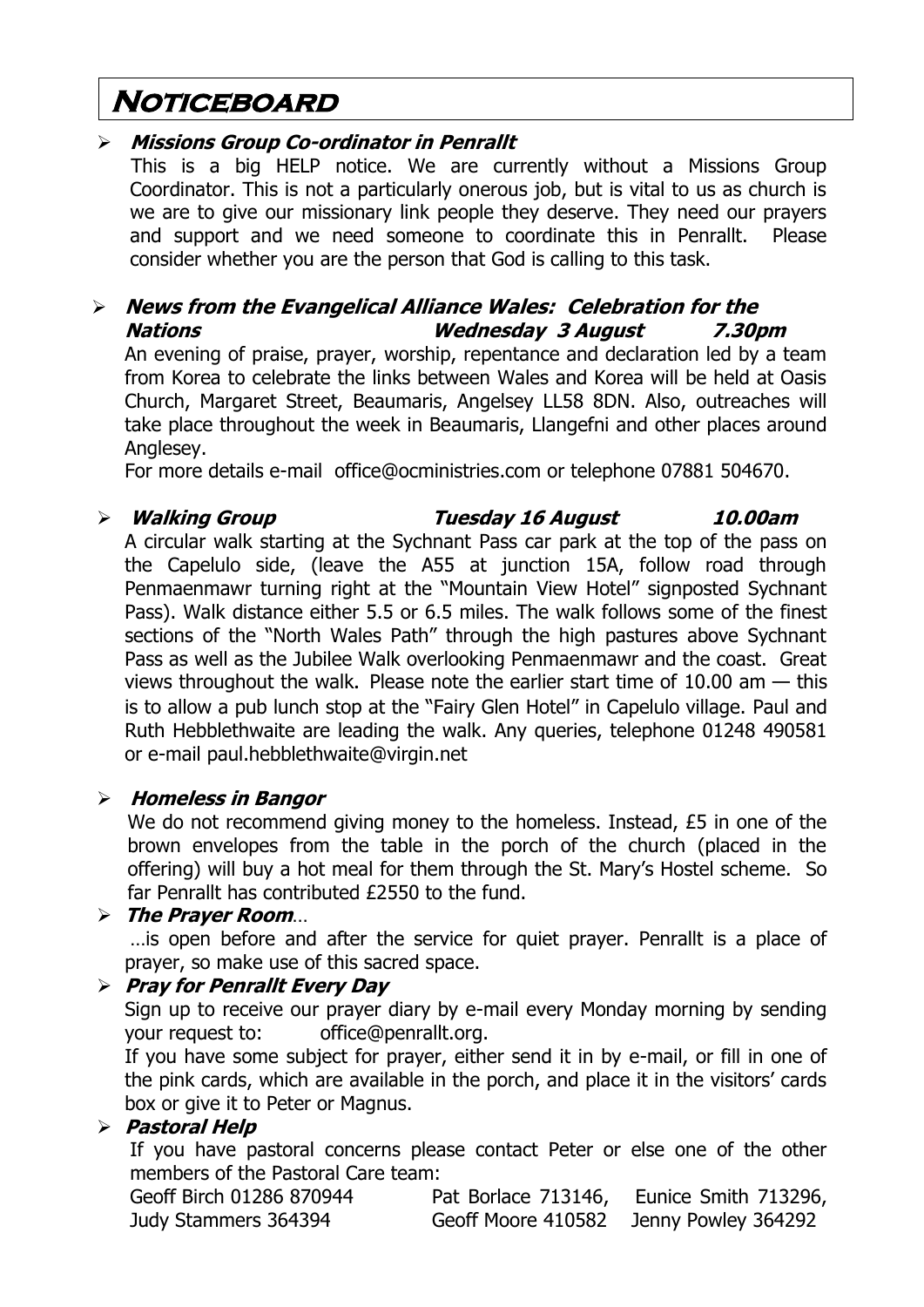# Noticeboard

- ***Missions Group Co-ordinator in Penrallt***

  This is a big HELP notice. We are currently without a Missions Group Coordinator. This is not a particularly onerous job, but is vital to us as church is we are to give our missionary link people they deserve. They need our prayers and support and we need someone to coordinate this in Penrallt. Please consider whether you are the person that God is calling to this task.

- ***News from the Evangelical Alliance Wales: Celebration for the Nations — Wednesday 3 August — 7.30pm***

  An evening of praise, prayer, worship, repentance and declaration led by a team from Korea to celebrate the links between Wales and Korea will be held at Oasis Church, Margaret Street, Beaumaris, Angelsey LL58 8DN. Also, outreaches will take place throughout the week in Beaumaris, Llangefni and other places around Anglesey.

  For more details e-mail office@ocministries.com or telephone 07881 504670.

- ***Walking Group — Tuesday 16 August — 10.00am***

  A circular walk starting at the Sychnant Pass car park at the top of the pass on the Capelulo side, (leave the A55 at junction 15A, follow road through Penmaenmawr turning right at the "Mountain View Hotel" signposted Sychnant Pass). Walk distance either 5.5 or 6.5 miles. The walk follows some of the finest sections of the "North Wales Path" through the high pastures above Sychnant Pass as well as the Jubilee Walk overlooking Penmaenmawr and the coast. Great views throughout the walk. Please note the earlier start time of 10.00 am — this is to allow a pub lunch stop at the "Fairy Glen Hotel" in Capelulo village. Paul and Ruth Hebblethwaite are leading the walk. Any queries, telephone 01248 490581 or e-mail paul.hebblethwaite@virgin.net

- ***Homeless in Bangor***

  We do not recommend giving money to the homeless. Instead, £5 in one of the brown envelopes from the table in the porch of the church (placed in the offering) will buy a hot meal for them through the St. Mary's Hostel scheme. So far Penrallt has contributed £2550 to the fund.

- ***The Prayer Room***…

  …is open before and after the service for quiet prayer. Penrallt is a place of prayer, so make use of this sacred space.

- ***Pray for Penrallt Every Day***

  Sign up to receive our prayer diary by e-mail every Monday morning by sending your request to: office@penrallt.org.

  If you have some subject for prayer, either send it in by e-mail, or fill in one of the pink cards, which are available in the porch, and place it in the visitors' cards box or give it to Peter or Magnus.

- ***Pastoral Help***

  If you have pastoral concerns please contact Peter or else one of the other members of the Pastoral Care team:

  Geoff Birch 01286 870944 — Pat Borlace 713146, — Eunice Smith 713296,
  Judy Stammers 364394 — Geoff Moore 410582 — Jenny Powley 364292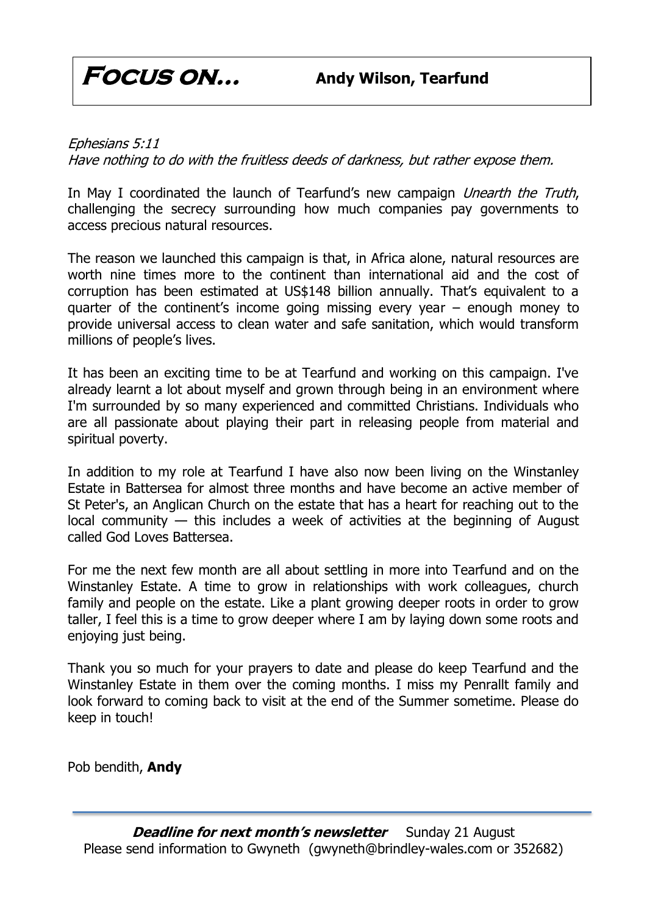# *Focus on…* **Andy Wilson, Tearfund**

*Ephesians 5:11*
*Have nothing to do with the fruitless deeds of darkness, but rather expose them.*

In May I coordinated the launch of Tearfund's new campaign *Unearth the Truth*, challenging the secrecy surrounding how much companies pay governments to access precious natural resources.

The reason we launched this campaign is that, in Africa alone, natural resources are worth nine times more to the continent than international aid and the cost of corruption has been estimated at US$148 billion annually. That's equivalent to a quarter of the continent's income going missing every year – enough money to provide universal access to clean water and safe sanitation, which would transform millions of people's lives.

It has been an exciting time to be at Tearfund and working on this campaign. I've already learnt a lot about myself and grown through being in an environment where I'm surrounded by so many experienced and committed Christians. Individuals who are all passionate about playing their part in releasing people from material and spiritual poverty.

In addition to my role at Tearfund I have also now been living on the Winstanley Estate in Battersea for almost three months and have become an active member of St Peter's, an Anglican Church on the estate that has a heart for reaching out to the local community — this includes a week of activities at the beginning of August called God Loves Battersea.

For me the next few month are all about settling in more into Tearfund and on the Winstanley Estate. A time to grow in relationships with work colleagues, church family and people on the estate. Like a plant growing deeper roots in order to grow taller, I feel this is a time to grow deeper where I am by laying down some roots and enjoying just being.

Thank you so much for your prayers to date and please do keep Tearfund and the Winstanley Estate in them over the coming months. I miss my Penrallt family and look forward to coming back to visit at the end of the Summer sometime. Please do keep in touch!

Pob bendith, **Andy**

---

***Deadline for next month's newsletter*** Sunday 21 August
Please send information to Gwyneth (gwyneth@brindley-wales.com or 352682)